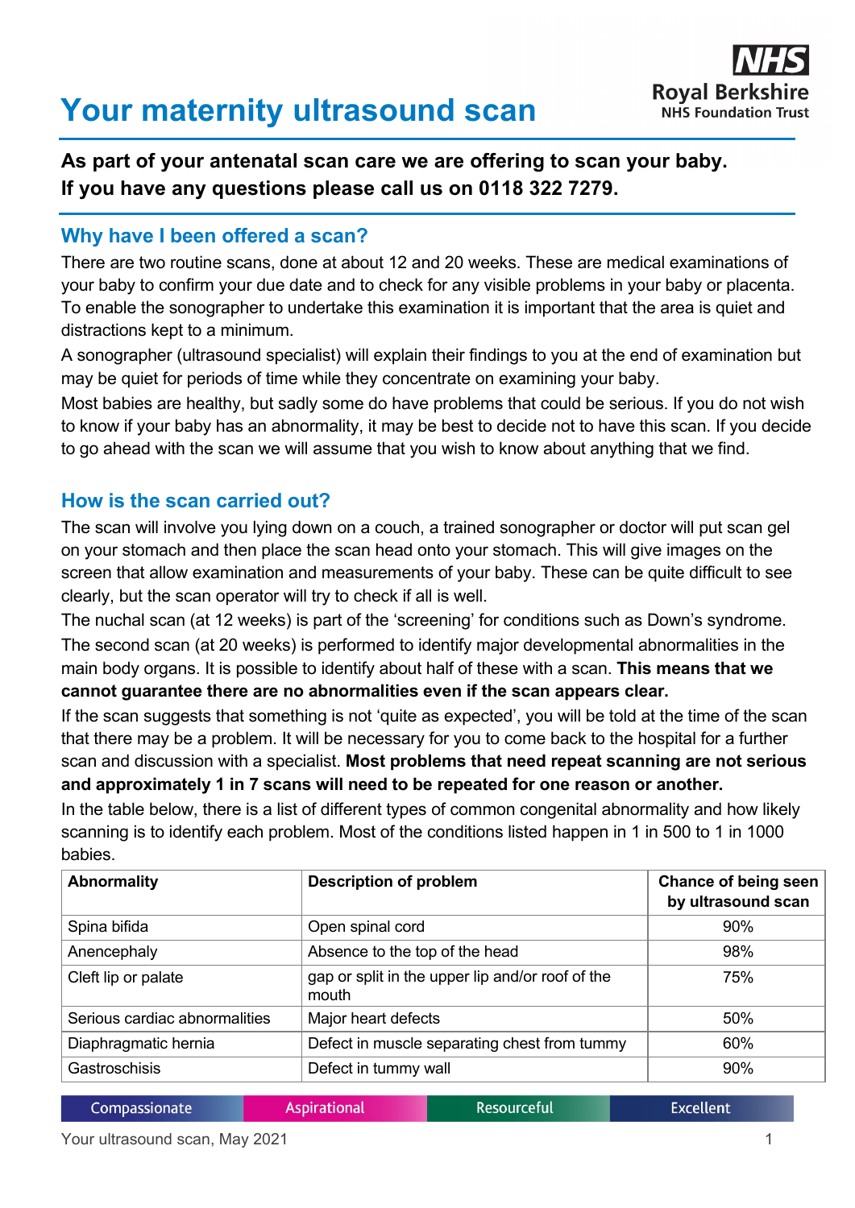# Your maternity ultrasound scan

**As part of your antenatal scan care we are offering to scan your baby. If you have any questions please call us on 0118 322 7279.**

## Why have I been offered a scan?

There are two routine scans, done at about 12 and 20 weeks. These are medical examinations of your baby to confirm your due date and to check for any visible problems in your baby or placenta. To enable the sonographer to undertake this examination it is important that the area is quiet and distractions kept to a minimum.

A sonographer (ultrasound specialist) will explain their findings to you at the end of examination but may be quiet for periods of time while they concentrate on examining your baby.

Most babies are healthy, but sadly some do have problems that could be serious. If you do not wish to know if your baby has an abnormality, it may be best to decide not to have this scan. If you decide to go ahead with the scan we will assume that you wish to know about anything that we find.

## How is the scan carried out?

The scan will involve you lying down on a couch, a trained sonographer or doctor will put scan gel on your stomach and then place the scan head onto your stomach. This will give images on the screen that allow examination and measurements of your baby. These can be quite difficult to see clearly, but the scan operator will try to check if all is well.

The nuchal scan (at 12 weeks) is part of the 'screening' for conditions such as Down's syndrome.

The second scan (at 20 weeks) is performed to identify major developmental abnormalities in the main body organs. It is possible to identify about half of these with a scan. **This means that we cannot guarantee there are no abnormalities even if the scan appears clear.**

If the scan suggests that something is not 'quite as expected', you will be told at the time of the scan that there may be a problem. It will be necessary for you to come back to the hospital for a further scan and discussion with a specialist. **Most problems that need repeat scanning are not serious and approximately 1 in 7 scans will need to be repeated for one reason or another.**

In the table below, there is a list of different types of common congenital abnormality and how likely scanning is to identify each problem. Most of the conditions listed happen in 1 in 500 to 1 in 1000 babies.

| Abnormality | Description of problem | Chance of being seen by ultrasound scan |
|---|---|---|
| Spina bifida | Open spinal cord | 90% |
| Anencephaly | Absence to the top of the head | 98% |
| Cleft lip or palate | gap or split in the upper lip and/or roof of the mouth | 75% |
| Serious cardiac abnormalities | Major heart defects | 50% |
| Diaphragmatic hernia | Defect in muscle separating chest from tummy | 60% |
| Gastroschisis | Defect in tummy wall | 90% |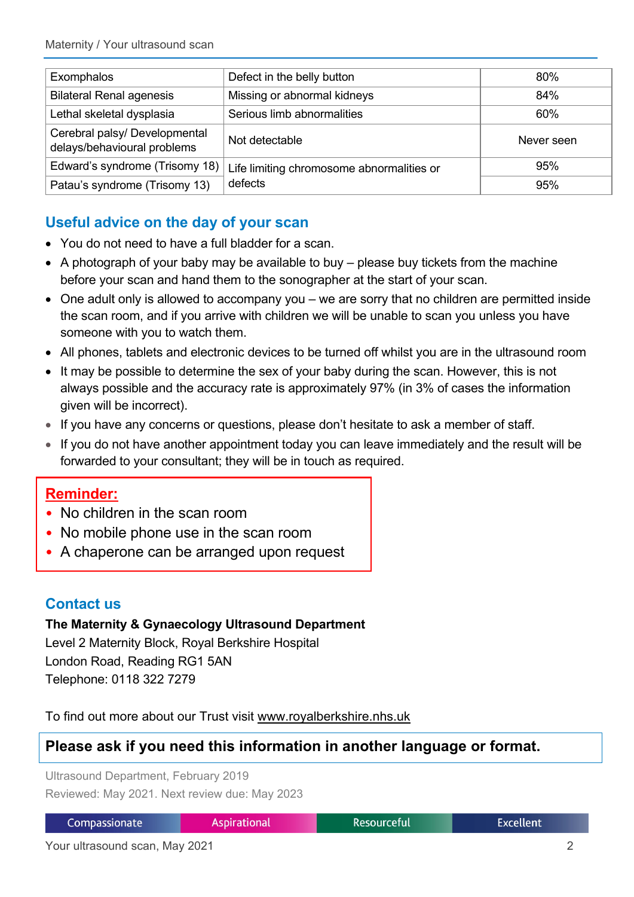| | | |
|---|---|---|
| Exomphalos | Defect in the belly button | 80% |
| Bilateral Renal agenesis | Missing or abnormal kidneys | 84% |
| Lethal skeletal dysplasia | Serious limb abnormalities | 60% |
| Cerebral palsy/ Developmental delays/behavioural problems | Not detectable | Never seen |
| Edward's syndrome (Trisomy 18) | Life limiting chromosome abnormalities or defects | 95% |
| Patau's syndrome (Trisomy 13) | | 95% |

## Useful advice on the day of your scan

- You do not need to have a full bladder for a scan.
- A photograph of your baby may be available to buy – please buy tickets from the machine before your scan and hand them to the sonographer at the start of your scan.
- One adult only is allowed to accompany you – we are sorry that no children are permitted inside the scan room, and if you arrive with children we will be unable to scan you unless you have someone with you to watch them.
- All phones, tablets and electronic devices to be turned off whilst you are in the ultrasound room
- It may be possible to determine the sex of your baby during the scan. However, this is not always possible and the accuracy rate is approximately 97% (in 3% of cases the information given will be incorrect).
- If you have any concerns or questions, please don't hesitate to ask a member of staff.
- If you do not have another appointment today you can leave immediately and the result will be forwarded to your consultant; they will be in touch as required.

**Reminder:**

- No children in the scan room
- No mobile phone use in the scan room
- A chaperone can be arranged upon request

## Contact us

**The Maternity & Gynaecology Ultrasound Department**
Level 2 Maternity Block, Royal Berkshire Hospital
London Road, Reading RG1 5AN
Telephone: 0118 322 7279

To find out more about our Trust visit www.royalberkshire.nhs.uk

**Please ask if you need this information in another language or format.**

Ultrasound Department, February 2019
Reviewed: May 2021. Next review due: May 2023

Compassionate | Aspirational | Resourceful | Excellent